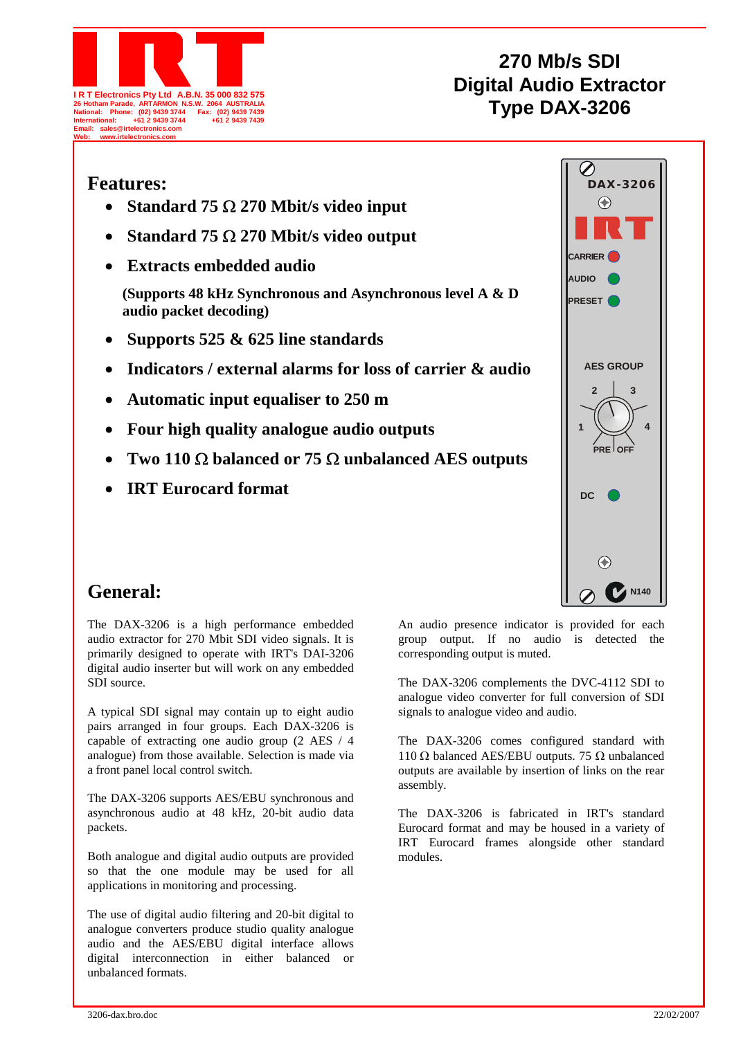I R T Electronics Pty Ltd A.B.N. 35 000 832 575
26 Hotham Parade, ARTARMON N.S.W. 2064 AUSTRALIA
National: Phone: (02) 9439 3744 Fax: (02) 9439 7439
International: +61 2 9439 3744 +61 2 9439 7439
Email: sales@irtelectronics.com
Web: www.irtelectronics.com

# 270 Mb/s SDI Digital Audio Extractor Type DAX-3206

## Features:

- **Standard 75 Ω 270 Mbit/s video input**
- **Standard 75 Ω 270 Mbit/s video output**
- **Extracts embedded audio**

  **(Supports 48 kHz Synchronous and Asynchronous level A & D audio packet decoding)**
- **Supports 525 & 625 line standards**
- **Indicators / external alarms for loss of carrier & audio**
- **Automatic input equaliser to 250 m**
- **Four high quality analogue audio outputs**
- **Two 110 Ω balanced or 75 Ω unbalanced AES outputs**
- **IRT Eurocard format**

DAX-3206
CARRIER
AUDIO
PRESET
AES GROUP
1 2 3 4
PRE OFF
DC
N140

## General:

The DAX-3206 is a high performance embedded audio extractor for 270 Mbit SDI video signals. It is primarily designed to operate with IRT's DAI-3206 digital audio inserter but will work on any embedded SDI source.

A typical SDI signal may contain up to eight audio pairs arranged in four groups. Each DAX-3206 is capable of extracting one audio group (2 AES / 4 analogue) from those available. Selection is made via a front panel local control switch.

The DAX-3206 supports AES/EBU synchronous and asynchronous audio at 48 kHz, 20-bit audio data packets.

Both analogue and digital audio outputs are provided so that the one module may be used for all applications in monitoring and processing.

The use of digital audio filtering and 20-bit digital to analogue converters produce studio quality analogue audio and the AES/EBU digital interface allows digital interconnection in either balanced or unbalanced formats.

An audio presence indicator is provided for each group output. If no audio is detected the corresponding output is muted.

The DAX-3206 complements the DVC-4112 SDI to analogue video converter for full conversion of SDI signals to analogue video and audio.

The DAX-3206 comes configured standard with 110 Ω balanced AES/EBU outputs. 75 Ω unbalanced outputs are available by insertion of links on the rear assembly.

The DAX-3206 is fabricated in IRT's standard Eurocard format and may be housed in a variety of IRT Eurocard frames alongside other standard modules.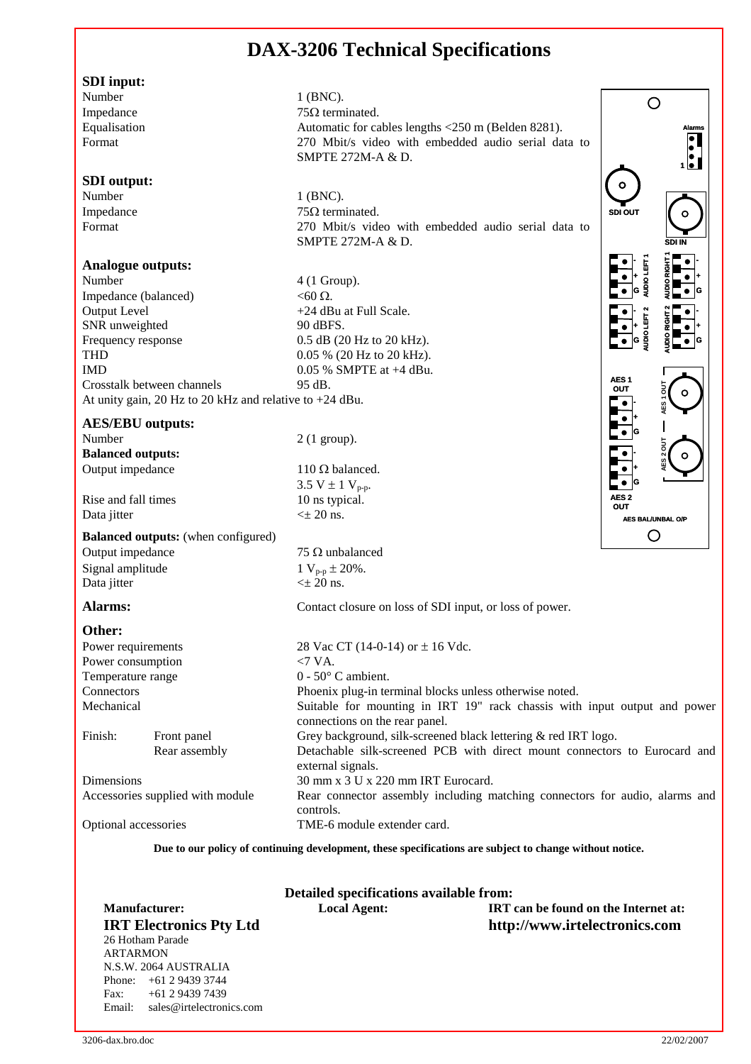# DAX-3206 Technical Specifications

**SDI input:**

| | |
|---|---|
| Number | 1 (BNC). |
| Impedance | 75Ω terminated. |
| Equalisation | Automatic for cables lengths <250 m (Belden 8281). |
| Format | 270 Mbit/s video with embedded audio serial data to SMPTE 272M-A & D. |

**SDI output:**

| | |
|---|---|
| Number | 1 (BNC). |
| Impedance | 75Ω terminated. |
| Format | 270 Mbit/s video with embedded audio serial data to SMPTE 272M-A & D. |

**Analogue outputs:**

| | |
|---|---|
| Number | 4 (1 Group). |
| Impedance (balanced) | <60 Ω. |
| Output Level | +24 dBu at Full Scale. |
| SNR unweighted | 90 dBFS. |
| Frequency response | 0.5 dB (20 Hz to 20 kHz). |
| THD | 0.05 % (20 Hz to 20 kHz). |
| IMD | 0.05 % SMPTE at +4 dBu. |
| Crosstalk between channels | 95 dB. |

At unity gain, 20 Hz to 20 kHz and relative to +24 dBu.

**AES/EBU outputs:**

| | |
|---|---|
| Number | 2 (1 group). |
| **Balanced outputs:** | |
| Output impedance | 110 Ω balanced. |
| | 3.5 V ± 1 $V_{p-p}$. |
| Rise and fall times | 10 ns typical. |
| Data jitter | <± 20 ns. |

**Balanced outputs:** (when configured)

| | |
|---|---|
| Output impedance | 75 Ω unbalanced |
| Signal amplitude | 1 $V_{p-p}$ ± 20%. |
| Data jitter | <± 20 ns. |

**Alarms:** Contact closure on loss of SDI input, or loss of power.

**Other:**

| | |
|---|---|
| Power requirements | 28 Vac CT (14-0-14) or ± 16 Vdc. |
| Power consumption | <7 VA. |
| Temperature range | 0 - 50° C ambient. |
| Connectors | Phoenix plug-in terminal blocks unless otherwise noted. |
| Mechanical | Suitable for mounting in IRT 19" rack chassis with input output and power connections on the rear panel. |
| Finish: Front panel | Grey background, silk-screened black lettering & red IRT logo. |
| Rear assembly | Detachable silk-screened PCB with direct mount connectors to Eurocard and external signals. |
| Dimensions | 30 mm x 3 U x 220 mm IRT Eurocard. |
| Accessories supplied with module | Rear connector assembly including matching connectors for audio, alarms and controls. |
| Optional accessories | TME-6 module extender card. |

Alarms
1
SDI OUT
SDI IN
AUDIO LEFT 1
AUDIO RIGHT 1
AUDIO LEFT 2
AUDIO RIGHT 2
AES 1 OUT
AES 2 OUT
AES BAL/UNBAL O/P

**Due to our policy of continuing development, these specifications are subject to change without notice.**

**Detailed specifications available from:**

**Manufacturer:**
**IRT Electronics Pty Ltd**
26 Hotham Parade
ARTARMON
N.S.W. 2064 AUSTRALIA
Phone: +61 2 9439 3744
Fax: +61 2 9439 7439
Email: sales@irtelectronics.com

**Local Agent:**

**IRT can be found on the Internet at:**
**http://www.irtelectronics.com**

3206-dax.bro.doc 22/02/2007